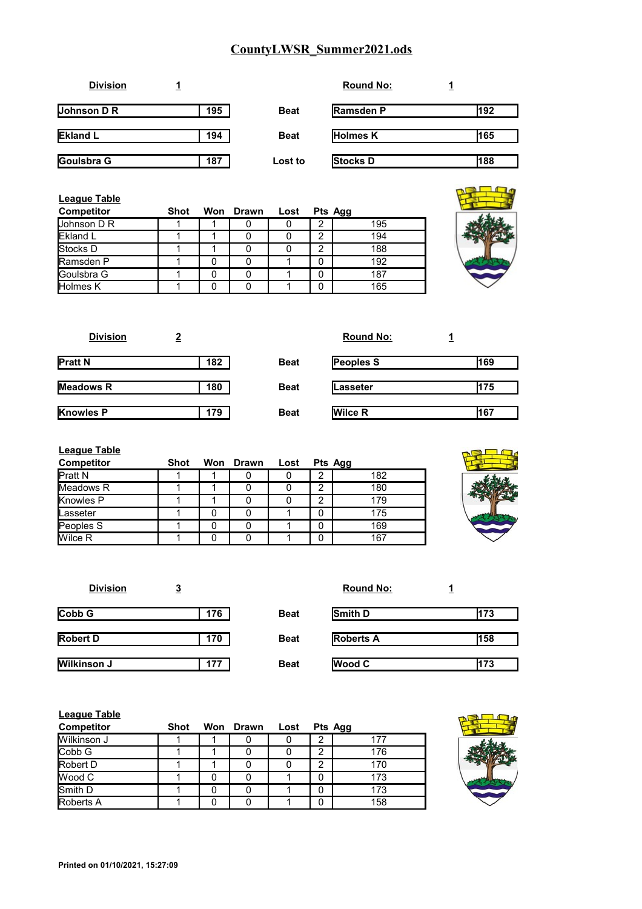# CountyLWSR_Summer2021.ods

**Division** 1 &nbsp;&nbsp;&nbsp;&nbsp; **Round No:** 1

| | | | | |
|---|---|---|---|---|
| Johnson D R | 195 | Beat | Ramsden P | 192 |
| Ekland L | 194 | Beat | Holmes K | 165 |
| Goulsbra G | 187 | Lost to | Stocks D | 188 |

**League Table**

| Competitor | Shot | Won | Drawn | Lost | Pts | Agg |
|---|---|---|---|---|---|---|
| Johnson D R | 1 | 1 | 0 | 0 | 2 | 195 |
| Ekland L | 1 | 1 | 0 | 0 | 2 | 194 |
| Stocks D | 1 | 1 | 0 | 0 | 2 | 188 |
| Ramsden P | 1 | 0 | 0 | 1 | 0 | 192 |
| Goulsbra G | 1 | 0 | 0 | 1 | 0 | 187 |
| Holmes K | 1 | 0 | 0 | 1 | 0 | 165 |

**Division** 2 &nbsp;&nbsp;&nbsp;&nbsp; **Round No:** 1

| | | | | |
|---|---|---|---|---|
| Pratt N | 182 | Beat | Peoples S | 169 |
| Meadows R | 180 | Beat | Lasseter | 175 |
| Knowles P | 179 | Beat | Wilce R | 167 |

**League Table**

| Competitor | Shot | Won | Drawn | Lost | Pts | Agg |
|---|---|---|---|---|---|---|
| Pratt N | 1 | 1 | 0 | 0 | 2 | 182 |
| Meadows R | 1 | 1 | 0 | 0 | 2 | 180 |
| Knowles P | 1 | 1 | 0 | 0 | 2 | 179 |
| Lasseter | 1 | 0 | 0 | 1 | 0 | 175 |
| Peoples S | 1 | 0 | 0 | 1 | 0 | 169 |
| Wilce R | 1 | 0 | 0 | 1 | 0 | 167 |

**Division** 3 &nbsp;&nbsp;&nbsp;&nbsp; **Round No:** 1

| | | | | |
|---|---|---|---|---|
| Cobb G | 176 | Beat | Smith D | 173 |
| Robert D | 170 | Beat | Roberts A | 158 |
| Wilkinson J | 177 | Beat | Wood C | 173 |

**League Table**

| Competitor | Shot | Won | Drawn | Lost | Pts | Agg |
|---|---|---|---|---|---|---|
| Wilkinson J | 1 | 1 | 0 | 0 | 2 | 177 |
| Cobb G | 1 | 1 | 0 | 0 | 2 | 176 |
| Robert D | 1 | 1 | 0 | 0 | 2 | 170 |
| Wood C | 1 | 0 | 0 | 1 | 0 | 173 |
| Smith D | 1 | 0 | 0 | 1 | 0 | 173 |
| Roberts A | 1 | 0 | 0 | 1 | 0 | 158 |

**Printed on 01/10/2021, 15:27:09**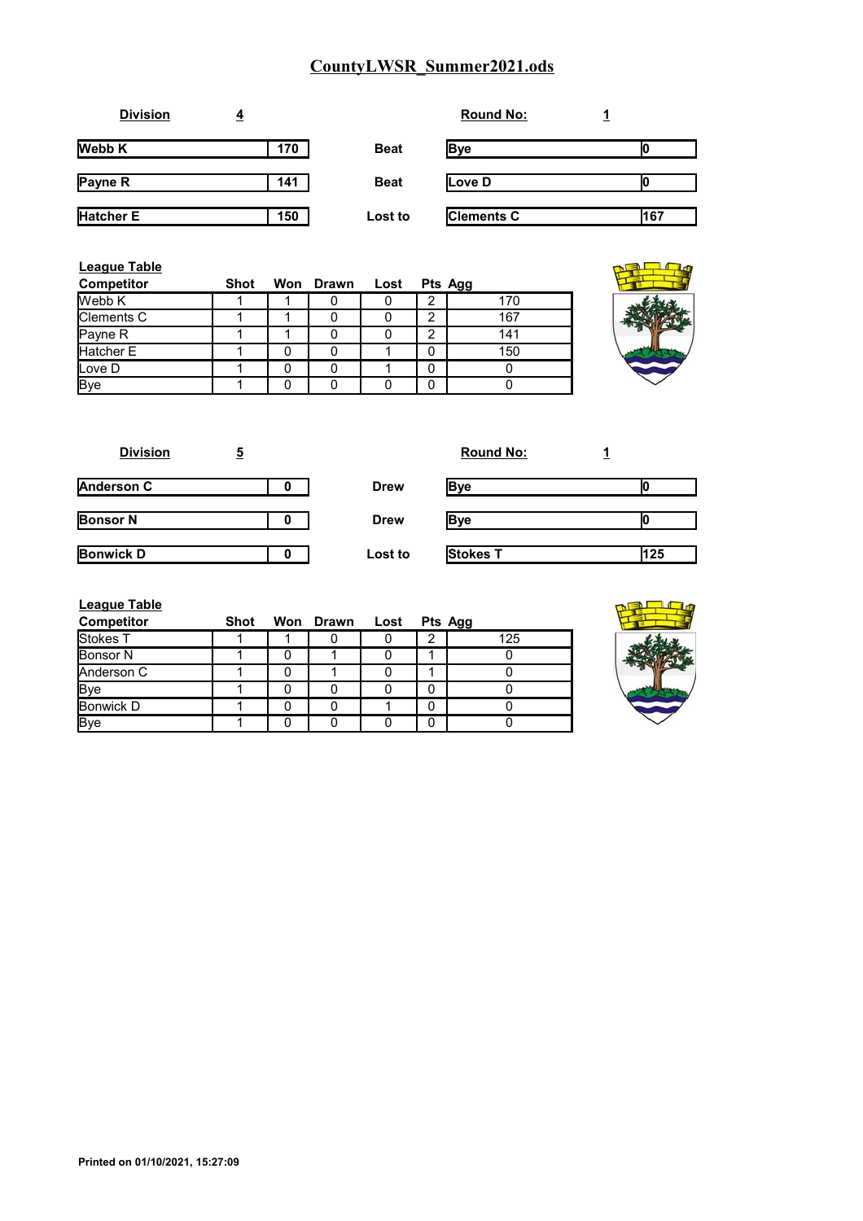# CountyLWSR_Summer2021.ods

**Division** 4 | **Round No:** 1

| | | | | |
|---|---|---|---|---|
| **Webb K** | **170** | **Beat** | **Bye** | **0** |
| **Payne R** | **141** | **Beat** | **Love D** | **0** |
| **Hatcher E** | **150** | **Lost to** | **Clements C** | **167** |

**League Table**

| Competitor | Shot | Won | Drawn | Lost | Pts | Agg |
|---|---|---|---|---|---|---|
| Webb K | 1 | 1 | 0 | 0 | 2 | 170 |
| Clements C | 1 | 1 | 0 | 0 | 2 | 167 |
| Payne R | 1 | 1 | 0 | 0 | 2 | 141 |
| Hatcher E | 1 | 0 | 0 | 1 | 0 | 150 |
| Love D | 1 | 0 | 0 | 1 | 0 | 0 |
| Bye | 1 | 0 | 0 | 0 | 0 | 0 |

**Division** 5 | **Round No:** 1

| | | | | |
|---|---|---|---|---|
| **Anderson C** | **0** | **Drew** | **Bye** | **0** |
| **Bonsor N** | **0** | **Drew** | **Bye** | **0** |
| **Bonwick D** | **0** | **Lost to** | **Stokes T** | **125** |

**League Table**

| Competitor | Shot | Won | Drawn | Lost | Pts | Agg |
|---|---|---|---|---|---|---|
| Stokes T | 1 | 1 | 0 | 0 | 2 | 125 |
| Bonsor N | 1 | 0 | 1 | 0 | 1 | 0 |
| Anderson C | 1 | 0 | 1 | 0 | 1 | 0 |
| Bye | 1 | 0 | 0 | 0 | 0 | 0 |
| Bonwick D | 1 | 0 | 0 | 1 | 0 | 0 |
| Bye | 1 | 0 | 0 | 0 | 0 | 0 |

**Printed on 01/10/2021, 15:27:09**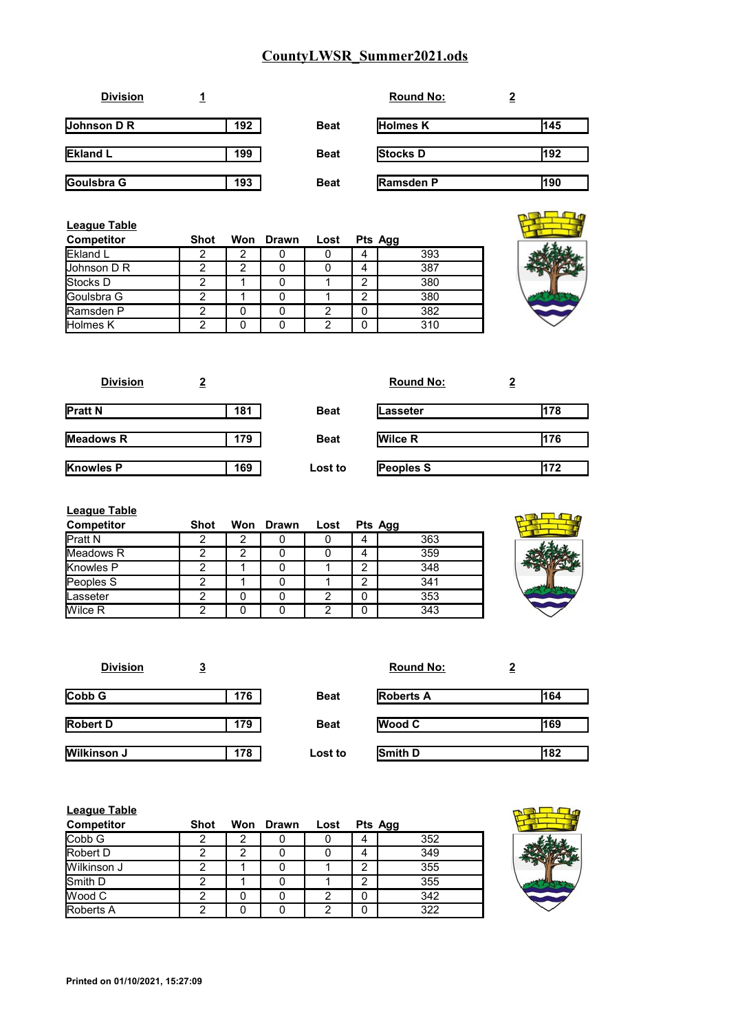# CountyLWSR_Summer2021.ods

**Division** 1 | **Round No:** 2

| | | | | |
|---|---|---|---|---|
| Johnson D R | 192 | Beat | Holmes K | 145 |
| Ekland L | 199 | Beat | Stocks D | 192 |
| Goulsbra G | 193 | Beat | Ramsden P | 190 |

**League Table**

| Competitor | Shot | Won | Drawn | Lost | Pts | Agg |
|---|---|---|---|---|---|---|
| Ekland L | 2 | 2 | 0 | 0 | 4 | 393 |
| Johnson D R | 2 | 2 | 0 | 0 | 4 | 387 |
| Stocks D | 2 | 1 | 0 | 1 | 2 | 380 |
| Goulsbra G | 2 | 1 | 0 | 1 | 2 | 380 |
| Ramsden P | 2 | 0 | 0 | 2 | 0 | 382 |
| Holmes K | 2 | 0 | 0 | 2 | 0 | 310 |

**Division** 2 | **Round No:** 2

| | | | | |
|---|---|---|---|---|
| Pratt N | 181 | Beat | Lasseter | 178 |
| Meadows R | 179 | Beat | Wilce R | 176 |
| Knowles P | 169 | Lost to | Peoples S | 172 |

**League Table**

| Competitor | Shot | Won | Drawn | Lost | Pts | Agg |
|---|---|---|---|---|---|---|
| Pratt N | 2 | 2 | 0 | 0 | 4 | 363 |
| Meadows R | 2 | 2 | 0 | 0 | 4 | 359 |
| Knowles P | 2 | 1 | 0 | 1 | 2 | 348 |
| Peoples S | 2 | 1 | 0 | 1 | 2 | 341 |
| Lasseter | 2 | 0 | 0 | 2 | 0 | 353 |
| Wilce R | 2 | 0 | 0 | 2 | 0 | 343 |

**Division** 3 | **Round No:** 2

| | | | | |
|---|---|---|---|---|
| Cobb G | 176 | Beat | Roberts A | 164 |
| Robert D | 179 | Beat | Wood C | 169 |
| Wilkinson J | 178 | Lost to | Smith D | 182 |

**League Table**

| Competitor | Shot | Won | Drawn | Lost | Pts | Agg |
|---|---|---|---|---|---|---|
| Cobb G | 2 | 2 | 0 | 0 | 4 | 352 |
| Robert D | 2 | 2 | 0 | 0 | 4 | 349 |
| Wilkinson J | 2 | 1 | 0 | 1 | 2 | 355 |
| Smith D | 2 | 1 | 0 | 1 | 2 | 355 |
| Wood C | 2 | 0 | 0 | 2 | 0 | 342 |
| Roberts A | 2 | 0 | 0 | 2 | 0 | 322 |

**Printed on 01/10/2021, 15:27:09**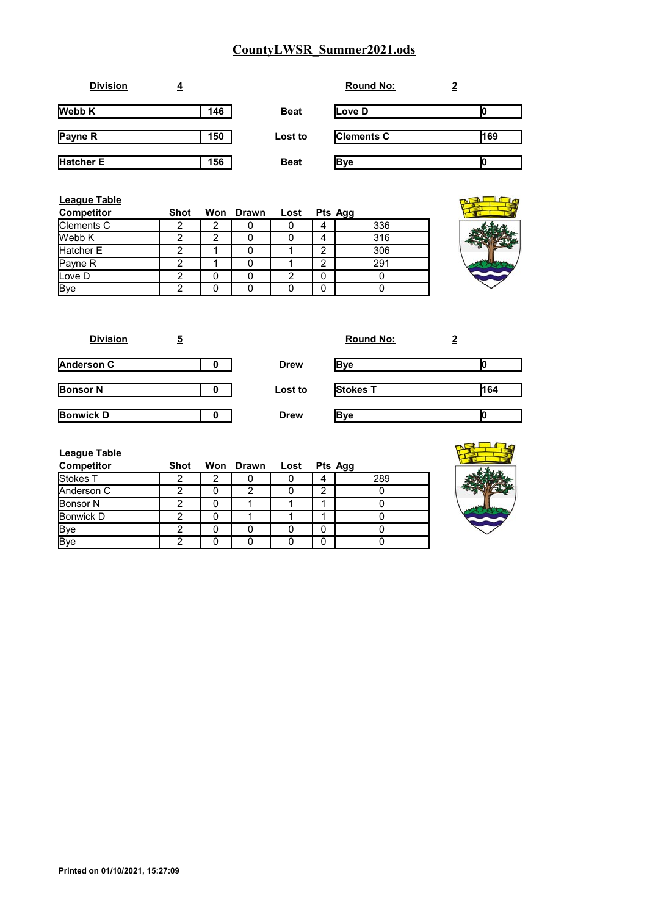# CountyLWSR_Summer2021.ods

**Division** 4 **Round No:** 2

| | | | | |
|---|---|---|---|---|
| **Webb K** | **146** | **Beat** | **Love D** | **0** |
| **Payne R** | **150** | **Lost to** | **Clements C** | **169** |
| **Hatcher E** | **156** | **Beat** | **Bye** | **0** |

**League Table**

| Competitor | Shot | Won | Drawn | Lost | Pts | Agg |
|---|---|---|---|---|---|---|
| Clements C | 2 | 2 | 0 | 0 | 4 | 336 |
| Webb K | 2 | 2 | 0 | 0 | 4 | 316 |
| Hatcher E | 2 | 1 | 0 | 1 | 2 | 306 |
| Payne R | 2 | 1 | 0 | 1 | 2 | 291 |
| Love D | 2 | 0 | 0 | 2 | 0 | 0 |
| Bye | 2 | 0 | 0 | 0 | 0 | 0 |

**Division** 5 **Round No:** 2

| | | | | |
|---|---|---|---|---|
| **Anderson C** | **0** | **Drew** | **Bye** | **0** |
| **Bonsor N** | **0** | **Lost to** | **Stokes T** | **164** |
| **Bonwick D** | **0** | **Drew** | **Bye** | **0** |

**League Table**

| Competitor | Shot | Won | Drawn | Lost | Pts | Agg |
|---|---|---|---|---|---|---|
| Stokes T | 2 | 2 | 0 | 0 | 4 | 289 |
| Anderson C | 2 | 0 | 2 | 0 | 2 | 0 |
| Bonsor N | 2 | 0 | 1 | 1 | 1 | 0 |
| Bonwick D | 2 | 0 | 1 | 1 | 1 | 0 |
| Bye | 2 | 0 | 0 | 0 | 0 | 0 |
| Bye | 2 | 0 | 0 | 0 | 0 | 0 |

**Printed on 01/10/2021, 15:27:09**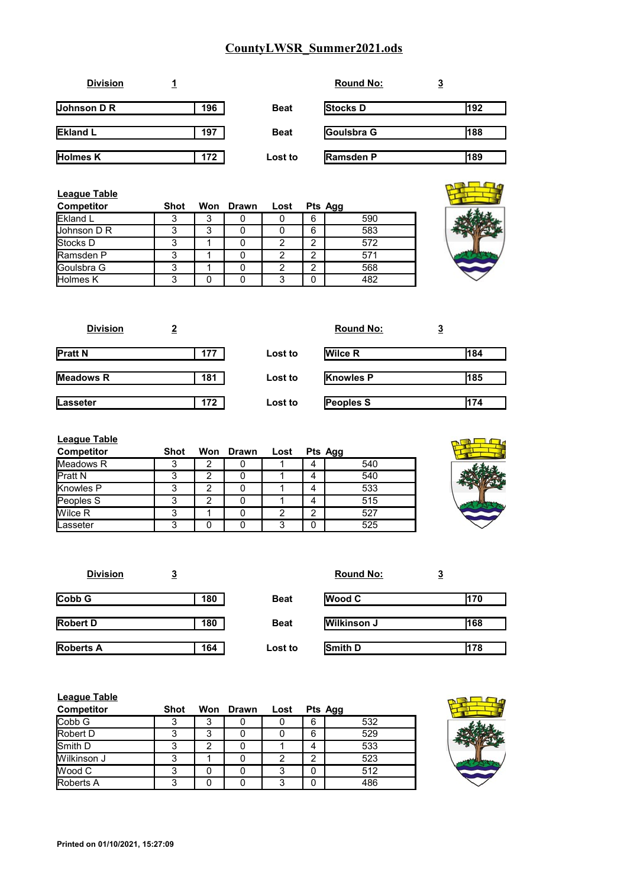# CountyLWSR_Summer2021.ods

**Division** **1** **Round No:** **3**

| | | | | |
|---|---|---|---|---|
| **Johnson D R** | **196** | **Beat** | **Stocks D** | **192** |
| **Ekland L** | **197** | **Beat** | **Goulsbra G** | **188** |
| **Holmes K** | **172** | **Lost to** | **Ramsden P** | **189** |

**League Table**

| Competitor | Shot | Won | Drawn | Lost | Pts | Agg |
|---|---|---|---|---|---|---|
| Ekland L | 3 | 3 | 0 | 0 | 6 | 590 |
| Johnson D R | 3 | 3 | 0 | 0 | 6 | 583 |
| Stocks D | 3 | 1 | 0 | 2 | 2 | 572 |
| Ramsden P | 3 | 1 | 0 | 2 | 2 | 571 |
| Goulsbra G | 3 | 1 | 0 | 2 | 2 | 568 |
| Holmes K | 3 | 0 | 0 | 3 | 0 | 482 |

**Division** **2** **Round No:** **3**

| | | | | |
|---|---|---|---|---|
| **Pratt N** | **177** | **Lost to** | **Wilce R** | **184** |
| **Meadows R** | **181** | **Lost to** | **Knowles P** | **185** |
| **Lasseter** | **172** | **Lost to** | **Peoples S** | **174** |

**League Table**

| Competitor | Shot | Won | Drawn | Lost | Pts | Agg |
|---|---|---|---|---|---|---|
| Meadows R | 3 | 2 | 0 | 1 | 4 | 540 |
| Pratt N | 3 | 2 | 0 | 1 | 4 | 540 |
| Knowles P | 3 | 2 | 0 | 1 | 4 | 533 |
| Peoples S | 3 | 2 | 0 | 1 | 4 | 515 |
| Wilce R | 3 | 1 | 0 | 2 | 2 | 527 |
| Lasseter | 3 | 0 | 0 | 3 | 0 | 525 |

**Division** **3** **Round No:** **3**

| | | | | |
|---|---|---|---|---|
| **Cobb G** | **180** | **Beat** | **Wood C** | **170** |
| **Robert D** | **180** | **Beat** | **Wilkinson J** | **168** |
| **Roberts A** | **164** | **Lost to** | **Smith D** | **178** |

**League Table**

| Competitor | Shot | Won | Drawn | Lost | Pts | Agg |
|---|---|---|---|---|---|---|
| Cobb G | 3 | 3 | 0 | 0 | 6 | 532 |
| Robert D | 3 | 3 | 0 | 0 | 6 | 529 |
| Smith D | 3 | 2 | 0 | 1 | 4 | 533 |
| Wilkinson J | 3 | 1 | 0 | 2 | 2 | 523 |
| Wood C | 3 | 0 | 0 | 3 | 0 | 512 |
| Roberts A | 3 | 0 | 0 | 3 | 0 | 486 |

**Printed on 01/10/2021, 15:27:09**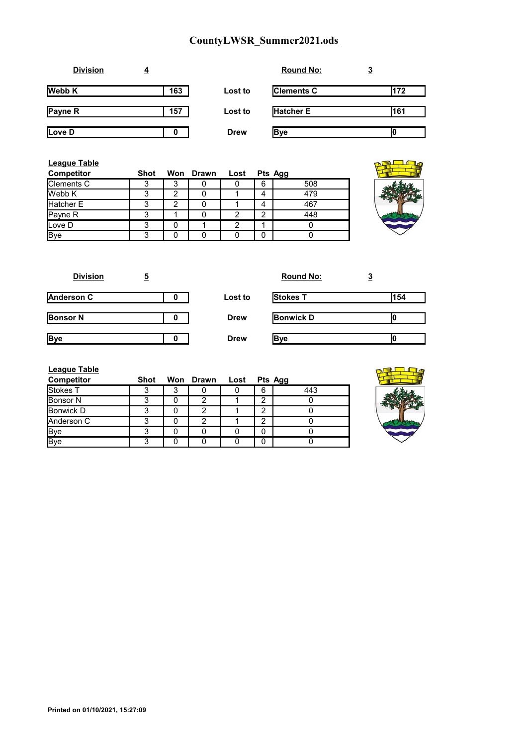# CountyLWSR_Summer2021.ods

**Division** 4 **Round No:** 3

| | | | | |
|---|---|---|---|---|
| Webb K | 163 | Lost to | Clements C | 172 |
| Payne R | 157 | Lost to | Hatcher E | 161 |
| Love D | 0 | Drew | Bye | 0 |

**League Table**

| Competitor | Shot | Won | Drawn | Lost | Pts | Agg |
|---|---|---|---|---|---|---|
| Clements C | 3 | 3 | 0 | 0 | 6 | 508 |
| Webb K | 3 | 2 | 0 | 1 | 4 | 479 |
| Hatcher E | 3 | 2 | 0 | 1 | 4 | 467 |
| Payne R | 3 | 1 | 0 | 2 | 2 | 448 |
| Love D | 3 | 0 | 1 | 2 | 1 | 0 |
| Bye | 3 | 0 | 0 | 0 | 0 | 0 |

**Division** 5 **Round No:** 3

| | | | | |
|---|---|---|---|---|
| Anderson C | 0 | Lost to | Stokes T | 154 |
| Bonsor N | 0 | Drew | Bonwick D | 0 |
| Bye | 0 | Drew | Bye | 0 |

**League Table**

| Competitor | Shot | Won | Drawn | Lost | Pts | Agg |
|---|---|---|---|---|---|---|
| Stokes T | 3 | 3 | 0 | 0 | 6 | 443 |
| Bonsor N | 3 | 0 | 2 | 1 | 2 | 0 |
| Bonwick D | 3 | 0 | 2 | 1 | 2 | 0 |
| Anderson C | 3 | 0 | 2 | 1 | 2 | 0 |
| Bye | 3 | 0 | 0 | 0 | 0 | 0 |
| Bye | 3 | 0 | 0 | 0 | 0 | 0 |

**Printed on 01/10/2021, 15:27:09**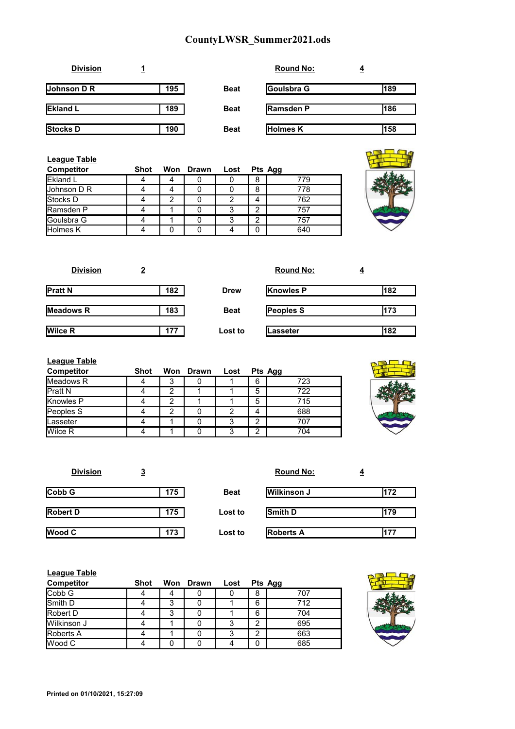# CountyLWSR_Summer2021.ods

**Division** **1** **Round No:** **4**

| | | | | |
|---|---|---|---|---|
| **Johnson D R** | **195** | **Beat** | **Goulsbra G** | **189** |
| **Ekland L** | **189** | **Beat** | **Ramsden P** | **186** |
| **Stocks D** | **190** | **Beat** | **Holmes K** | **158** |

**League Table**

| Competitor | Shot | Won | Drawn | Lost | Pts | Agg |
|---|---|---|---|---|---|---|
| Ekland L | 4 | 4 | 0 | 0 | 8 | 779 |
| Johnson D R | 4 | 4 | 0 | 0 | 8 | 778 |
| Stocks D | 4 | 2 | 0 | 2 | 4 | 762 |
| Ramsden P | 4 | 1 | 0 | 3 | 2 | 757 |
| Goulsbra G | 4 | 1 | 0 | 3 | 2 | 757 |
| Holmes K | 4 | 0 | 0 | 4 | 0 | 640 |

**Division** **2** **Round No:** **4**

| | | | | |
|---|---|---|---|---|
| **Pratt N** | **182** | **Drew** | **Knowles P** | **182** |
| **Meadows R** | **183** | **Beat** | **Peoples S** | **173** |
| **Wilce R** | **177** | **Lost to** | **Lasseter** | **182** |

**League Table**

| Competitor | Shot | Won | Drawn | Lost | Pts | Agg |
|---|---|---|---|---|---|---|
| Meadows R | 4 | 3 | 0 | 1 | 6 | 723 |
| Pratt N | 4 | 2 | 1 | 1 | 5 | 722 |
| Knowles P | 4 | 2 | 1 | 1 | 5 | 715 |
| Peoples S | 4 | 2 | 0 | 2 | 4 | 688 |
| Lasseter | 4 | 1 | 0 | 3 | 2 | 707 |
| Wilce R | 4 | 1 | 0 | 3 | 2 | 704 |

**Division** **3** **Round No:** **4**

| | | | | |
|---|---|---|---|---|
| **Cobb G** | **175** | **Beat** | **Wilkinson J** | **172** |
| **Robert D** | **175** | **Lost to** | **Smith D** | **179** |
| **Wood C** | **173** | **Lost to** | **Roberts A** | **177** |

**League Table**

| Competitor | Shot | Won | Drawn | Lost | Pts | Agg |
|---|---|---|---|---|---|---|
| Cobb G | 4 | 4 | 0 | 0 | 8 | 707 |
| Smith D | 4 | 3 | 0 | 1 | 6 | 712 |
| Robert D | 4 | 3 | 0 | 1 | 6 | 704 |
| Wilkinson J | 4 | 1 | 0 | 3 | 2 | 695 |
| Roberts A | 4 | 1 | 0 | 3 | 2 | 663 |
| Wood C | 4 | 0 | 0 | 4 | 0 | 685 |

**Printed on 01/10/2021, 15:27:09**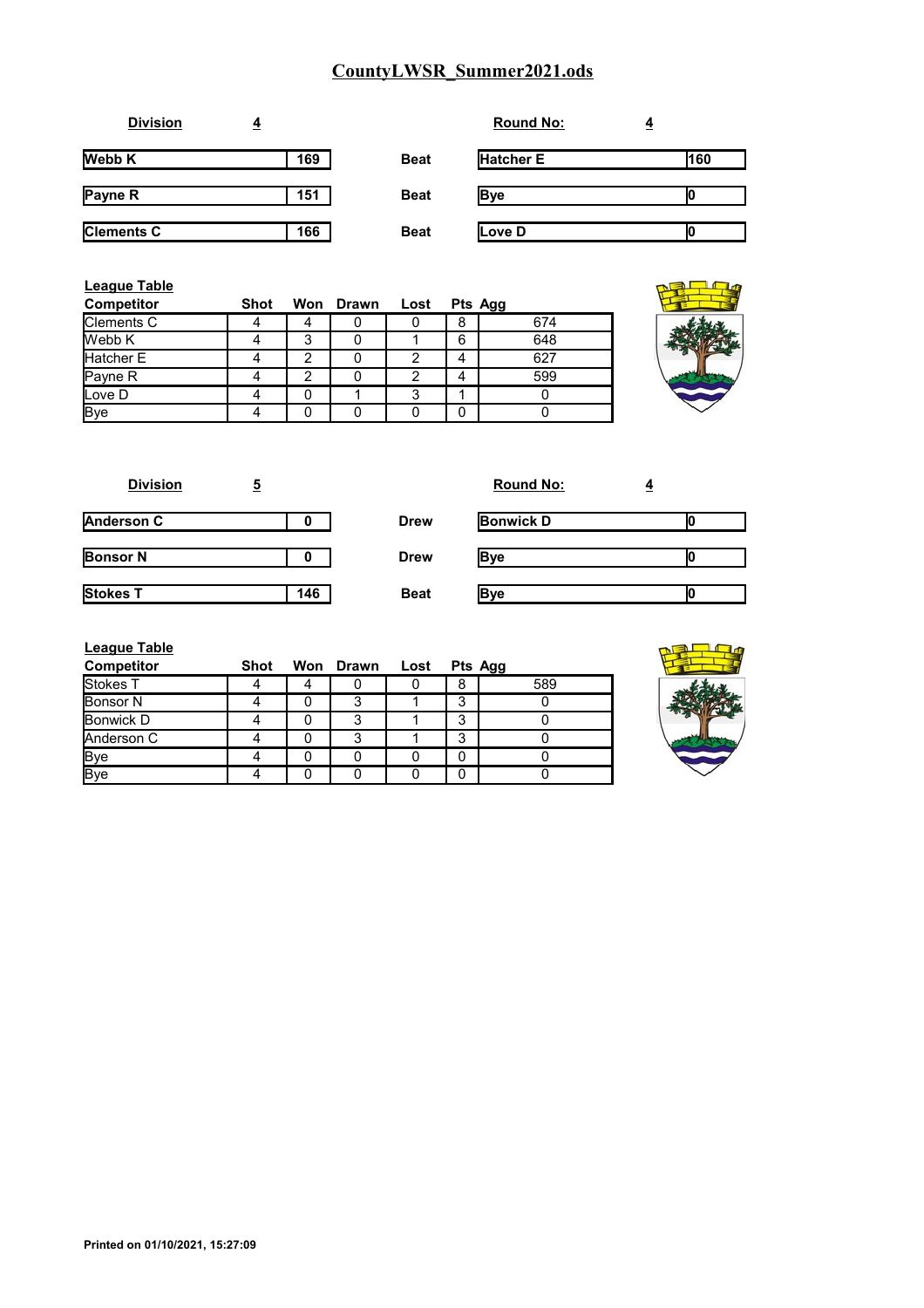# CountyLWSR_Summer2021.ods

**Division** 4 | **Round No:** 4

| | | | | |
|---|---|---|---|---|
| Webb K | 169 | Beat | Hatcher E | 160 |
| Payne R | 151 | Beat | Bye | 0 |
| Clements C | 166 | Beat | Love D | 0 |

**League Table**

| Competitor | Shot | Won | Drawn | Lost | Pts | Agg |
|---|---|---|---|---|---|---|
| Clements C | 4 | 4 | 0 | 0 | 8 | 674 |
| Webb K | 4 | 3 | 0 | 1 | 6 | 648 |
| Hatcher E | 4 | 2 | 0 | 2 | 4 | 627 |
| Payne R | 4 | 2 | 0 | 2 | 4 | 599 |
| Love D | 4 | 0 | 1 | 3 | 1 | 0 |
| Bye | 4 | 0 | 0 | 0 | 0 | 0 |

**Division** 5 | **Round No:** 4

| | | | | |
|---|---|---|---|---|
| Anderson C | 0 | Drew | Bonwick D | 0 |
| Bonsor N | 0 | Drew | Bye | 0 |
| Stokes T | 146 | Beat | Bye | 0 |

**League Table**

| Competitor | Shot | Won | Drawn | Lost | Pts | Agg |
|---|---|---|---|---|---|---|
| Stokes T | 4 | 4 | 0 | 0 | 8 | 589 |
| Bonsor N | 4 | 0 | 3 | 1 | 3 | 0 |
| Bonwick D | 4 | 0 | 3 | 1 | 3 | 0 |
| Anderson C | 4 | 0 | 3 | 1 | 3 | 0 |
| Bye | 4 | 0 | 0 | 0 | 0 | 0 |
| Bye | 4 | 0 | 0 | 0 | 0 | 0 |

**Printed on 01/10/2021, 15:27:09**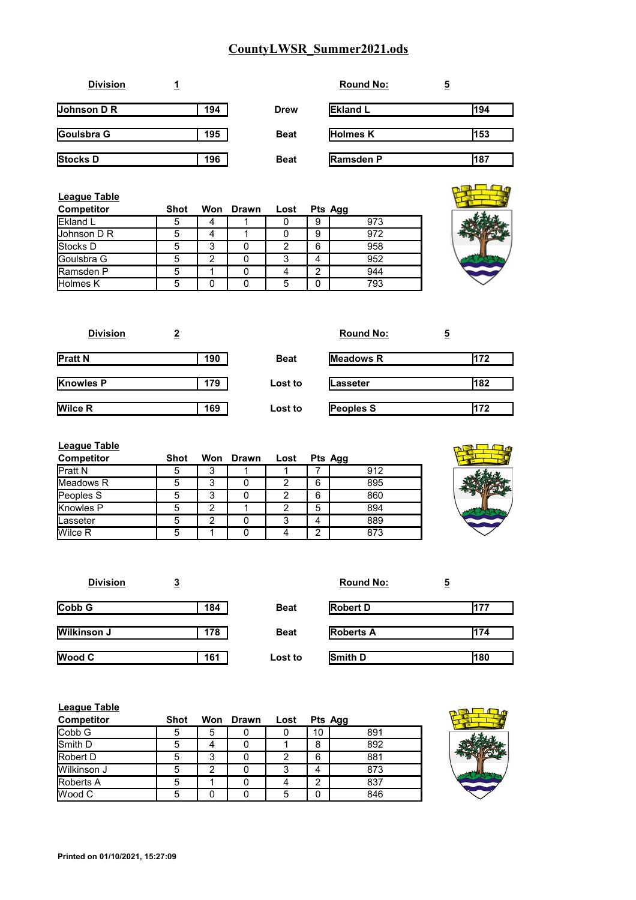# CountyLWSR_Summer2021.ods

**Division** 1 **Round No:** 5

| | | | | |
|---|---|---|---|---|
| Johnson D R | 194 | Drew | Ekland L | 194 |
| Goulsbra G | 195 | Beat | Holmes K | 153 |
| Stocks D | 196 | Beat | Ramsden P | 187 |

**League Table**

| Competitor | Shot | Won | Drawn | Lost | Pts | Agg |
|---|---|---|---|---|---|---|
| Ekland L | 5 | 4 | 1 | 0 | 9 | 973 |
| Johnson D R | 5 | 4 | 1 | 0 | 9 | 972 |
| Stocks D | 5 | 3 | 0 | 2 | 6 | 958 |
| Goulsbra G | 5 | 2 | 0 | 3 | 4 | 952 |
| Ramsden P | 5 | 1 | 0 | 4 | 2 | 944 |
| Holmes K | 5 | 0 | 0 | 5 | 0 | 793 |

**Division** 2 **Round No:** 5

| | | | | |
|---|---|---|---|---|
| Pratt N | 190 | Beat | Meadows R | 172 |
| Knowles P | 179 | Lost to | Lasseter | 182 |
| Wilce R | 169 | Lost to | Peoples S | 172 |

**League Table**

| Competitor | Shot | Won | Drawn | Lost | Pts | Agg |
|---|---|---|---|---|---|---|
| Pratt N | 5 | 3 | 1 | 1 | 7 | 912 |
| Meadows R | 5 | 3 | 0 | 2 | 6 | 895 |
| Peoples S | 5 | 3 | 0 | 2 | 6 | 860 |
| Knowles P | 5 | 2 | 1 | 2 | 5 | 894 |
| Lasseter | 5 | 2 | 0 | 3 | 4 | 889 |
| Wilce R | 5 | 1 | 0 | 4 | 2 | 873 |

**Division** 3 **Round No:** 5

| | | | | |
|---|---|---|---|---|
| Cobb G | 184 | Beat | Robert D | 177 |
| Wilkinson J | 178 | Beat | Roberts A | 174 |
| Wood C | 161 | Lost to | Smith D | 180 |

**League Table**

| Competitor | Shot | Won | Drawn | Lost | Pts | Agg |
|---|---|---|---|---|---|---|
| Cobb G | 5 | 5 | 0 | 0 | 10 | 891 |
| Smith D | 5 | 4 | 0 | 1 | 8 | 892 |
| Robert D | 5 | 3 | 0 | 2 | 6 | 881 |
| Wilkinson J | 5 | 2 | 0 | 3 | 4 | 873 |
| Roberts A | 5 | 1 | 0 | 4 | 2 | 837 |
| Wood C | 5 | 0 | 0 | 5 | 0 | 846 |

**Printed on 01/10/2021, 15:27:09**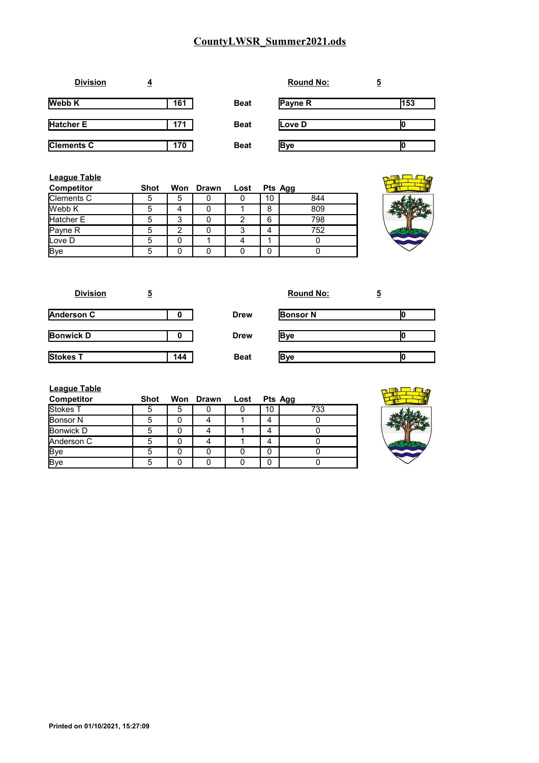# CountyLWSR_Summer2021.ods

**Division** 4 **Round No:** 5

| | | | | |
|---|---|---|---|---|
| Webb K | 161 | Beat | Payne R | 153 |
| Hatcher E | 171 | Beat | Love D | 0 |
| Clements C | 170 | Beat | Bye | 0 |

**League Table**

| Competitor | Shot | Won | Drawn | Lost | Pts | Agg |
|---|---|---|---|---|---|---|
| Clements C | 5 | 5 | 0 | 0 | 10 | 844 |
| Webb K | 5 | 4 | 0 | 1 | 8 | 809 |
| Hatcher E | 5 | 3 | 0 | 2 | 6 | 798 |
| Payne R | 5 | 2 | 0 | 3 | 4 | 752 |
| Love D | 5 | 0 | 1 | 4 | 1 | 0 |
| Bye | 5 | 0 | 0 | 0 | 0 | 0 |

**Division** 5 **Round No:** 5

| | | | | |
|---|---|---|---|---|
| Anderson C | 0 | Drew | Bonsor N | 0 |
| Bonwick D | 0 | Drew | Bye | 0 |
| Stokes T | 144 | Beat | Bye | 0 |

**League Table**

| Competitor | Shot | Won | Drawn | Lost | Pts | Agg |
|---|---|---|---|---|---|---|
| Stokes T | 5 | 5 | 0 | 0 | 10 | 733 |
| Bonsor N | 5 | 0 | 4 | 1 | 4 | 0 |
| Bonwick D | 5 | 0 | 4 | 1 | 4 | 0 |
| Anderson C | 5 | 0 | 4 | 1 | 4 | 0 |
| Bye | 5 | 0 | 0 | 0 | 0 | 0 |
| Bye | 5 | 0 | 0 | 0 | 0 | 0 |

Printed on 01/10/2021, 15:27:09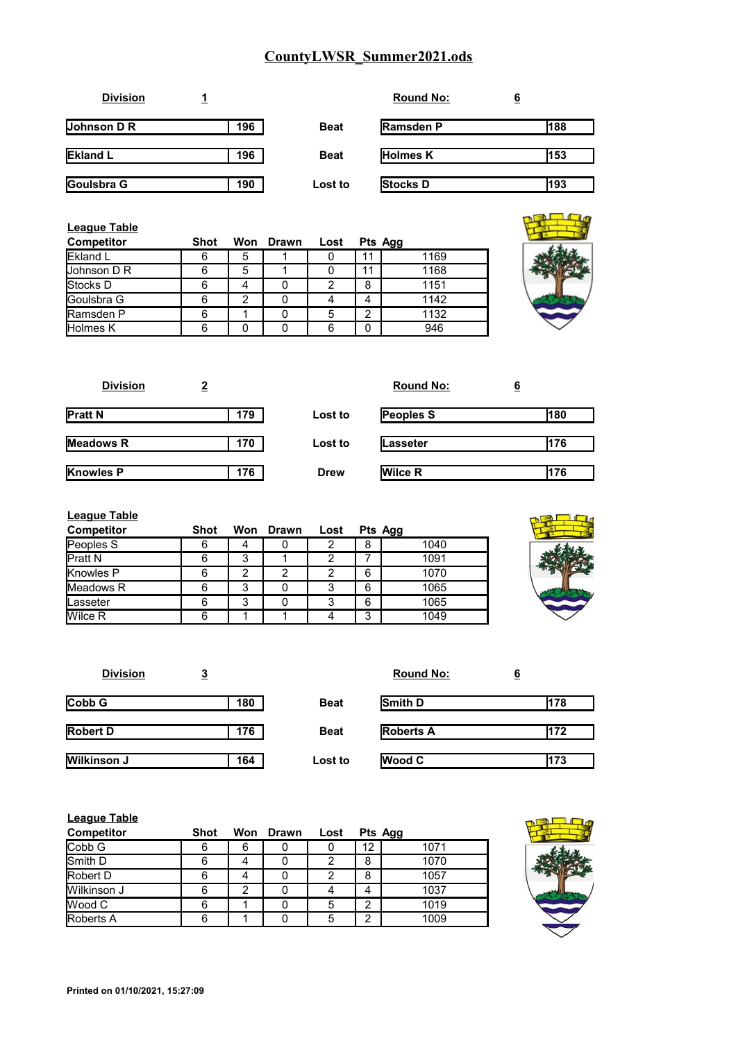# CountyLWSR_Summer2021.ods

**Division** **1** **Round No:** **6**

| Competitor | Score | Result | Competitor | Score |
|---|---|---|---|---|
| Johnson D R | 196 | Beat | Ramsden P | 188 |
| Ekland L | 196 | Beat | Holmes K | 153 |
| Goulsbra G | 190 | Lost to | Stocks D | 193 |

**League Table**

| Competitor | Shot | Won | Drawn | Lost | Pts | Agg |
|---|---|---|---|---|---|---|
| Ekland L | 6 | 5 | 1 | 0 | 11 | 1169 |
| Johnson D R | 6 | 5 | 1 | 0 | 11 | 1168 |
| Stocks D | 6 | 4 | 0 | 2 | 8 | 1151 |
| Goulsbra G | 6 | 2 | 0 | 4 | 4 | 1142 |
| Ramsden P | 6 | 1 | 0 | 5 | 2 | 1132 |
| Holmes K | 6 | 0 | 0 | 6 | 0 | 946 |

**Division** **2** **Round No:** **6**

| Competitor | Score | Result | Competitor | Score |
|---|---|---|---|---|
| Pratt N | 179 | Lost to | Peoples S | 180 |
| Meadows R | 170 | Lost to | Lasseter | 176 |
| Knowles P | 176 | Drew | Wilce R | 176 |

**League Table**

| Competitor | Shot | Won | Drawn | Lost | Pts | Agg |
|---|---|---|---|---|---|---|
| Peoples S | 6 | 4 | 0 | 2 | 8 | 1040 |
| Pratt N | 6 | 3 | 1 | 2 | 7 | 1091 |
| Knowles P | 6 | 2 | 2 | 2 | 6 | 1070 |
| Meadows R | 6 | 3 | 0 | 3 | 6 | 1065 |
| Lasseter | 6 | 3 | 0 | 3 | 6 | 1065 |
| Wilce R | 6 | 1 | 1 | 4 | 3 | 1049 |

**Division** **3** **Round No:** **6**

| Competitor | Score | Result | Competitor | Score |
|---|---|---|---|---|
| Cobb G | 180 | Beat | Smith D | 178 |
| Robert D | 176 | Beat | Roberts A | 172 |
| Wilkinson J | 164 | Lost to | Wood C | 173 |

**League Table**

| Competitor | Shot | Won | Drawn | Lost | Pts | Agg |
|---|---|---|---|---|---|---|
| Cobb G | 6 | 6 | 0 | 0 | 12 | 1071 |
| Smith D | 6 | 4 | 0 | 2 | 8 | 1070 |
| Robert D | 6 | 4 | 0 | 2 | 8 | 1057 |
| Wilkinson J | 6 | 2 | 0 | 4 | 4 | 1037 |
| Wood C | 6 | 1 | 0 | 5 | 2 | 1019 |
| Roberts A | 6 | 1 | 0 | 5 | 2 | 1009 |

**Printed on 01/10/2021, 15:27:09**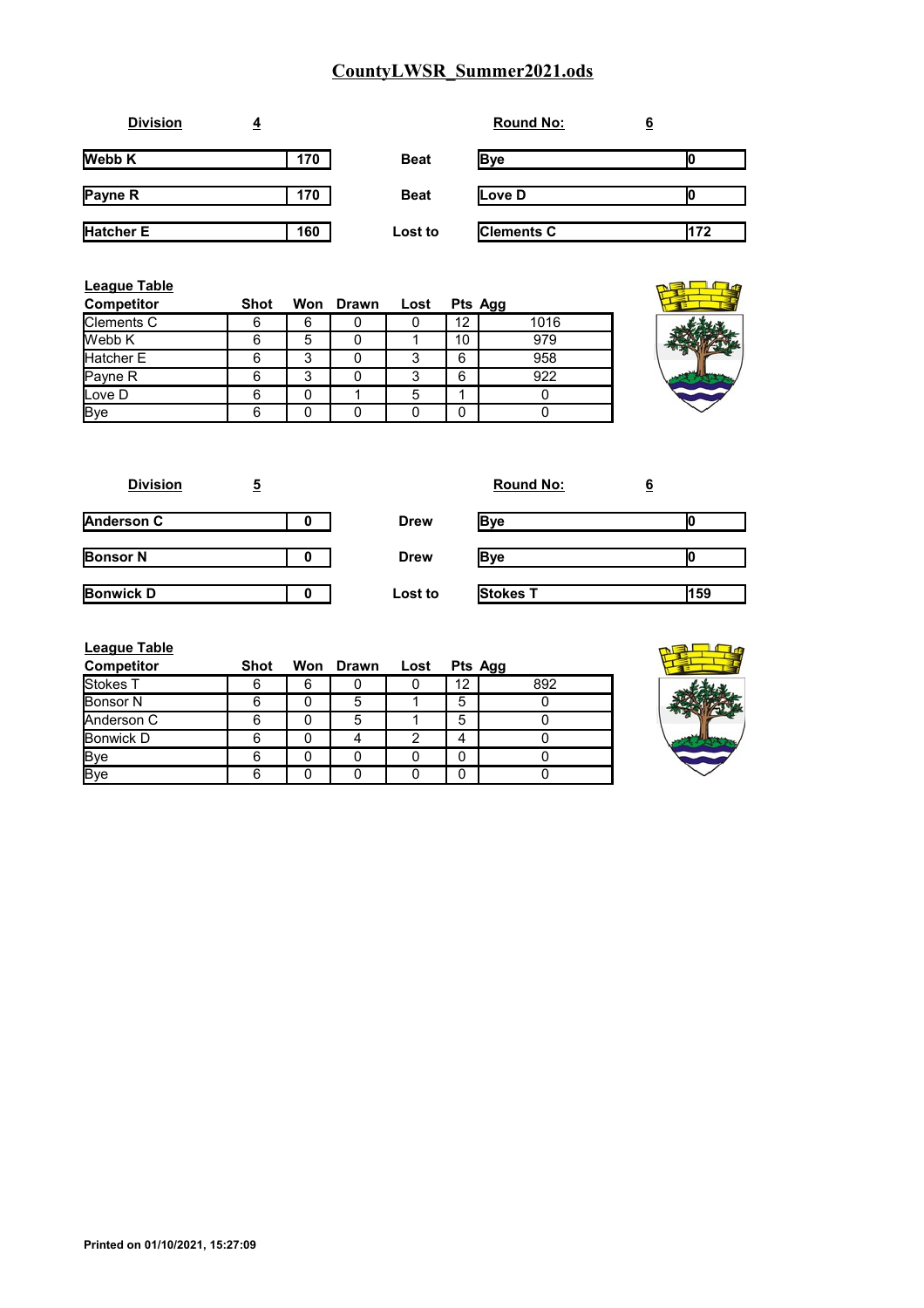# CountyLWSR_Summer2021.ods

**Division** **4** **Round No:** **6**

| | | | | |
|---|---|---|---|---|
| **Webb K** | **170** | **Beat** | **Bye** | **0** |
| **Payne R** | **170** | **Beat** | **Love D** | **0** |
| **Hatcher E** | **160** | **Lost to** | **Clements C** | **172** |

**League Table**

| Competitor | Shot | Won | Drawn | Lost | Pts | Agg |
|---|---|---|---|---|---|---|
| Clements C | 6 | 6 | 0 | 0 | 12 | 1016 |
| Webb K | 6 | 5 | 0 | 1 | 10 | 979 |
| Hatcher E | 6 | 3 | 0 | 3 | 6 | 958 |
| Payne R | 6 | 3 | 0 | 3 | 6 | 922 |
| Love D | 6 | 0 | 1 | 5 | 1 | 0 |
| Bye | 6 | 0 | 0 | 0 | 0 | 0 |

**Division** **5** **Round No:** **6**

| | | | | |
|---|---|---|---|---|
| **Anderson C** | **0** | **Drew** | **Bye** | **0** |
| **Bonsor N** | **0** | **Drew** | **Bye** | **0** |
| **Bonwick D** | **0** | **Lost to** | **Stokes T** | **159** |

**League Table**

| Competitor | Shot | Won | Drawn | Lost | Pts | Agg |
|---|---|---|---|---|---|---|
| Stokes T | 6 | 6 | 0 | 0 | 12 | 892 |
| Bonsor N | 6 | 0 | 5 | 1 | 5 | 0 |
| Anderson C | 6 | 0 | 5 | 1 | 5 | 0 |
| Bonwick D | 6 | 0 | 4 | 2 | 4 | 0 |
| Bye | 6 | 0 | 0 | 0 | 0 | 0 |
| Bye | 6 | 0 | 0 | 0 | 0 | 0 |

**Printed on 01/10/2021, 15:27:09**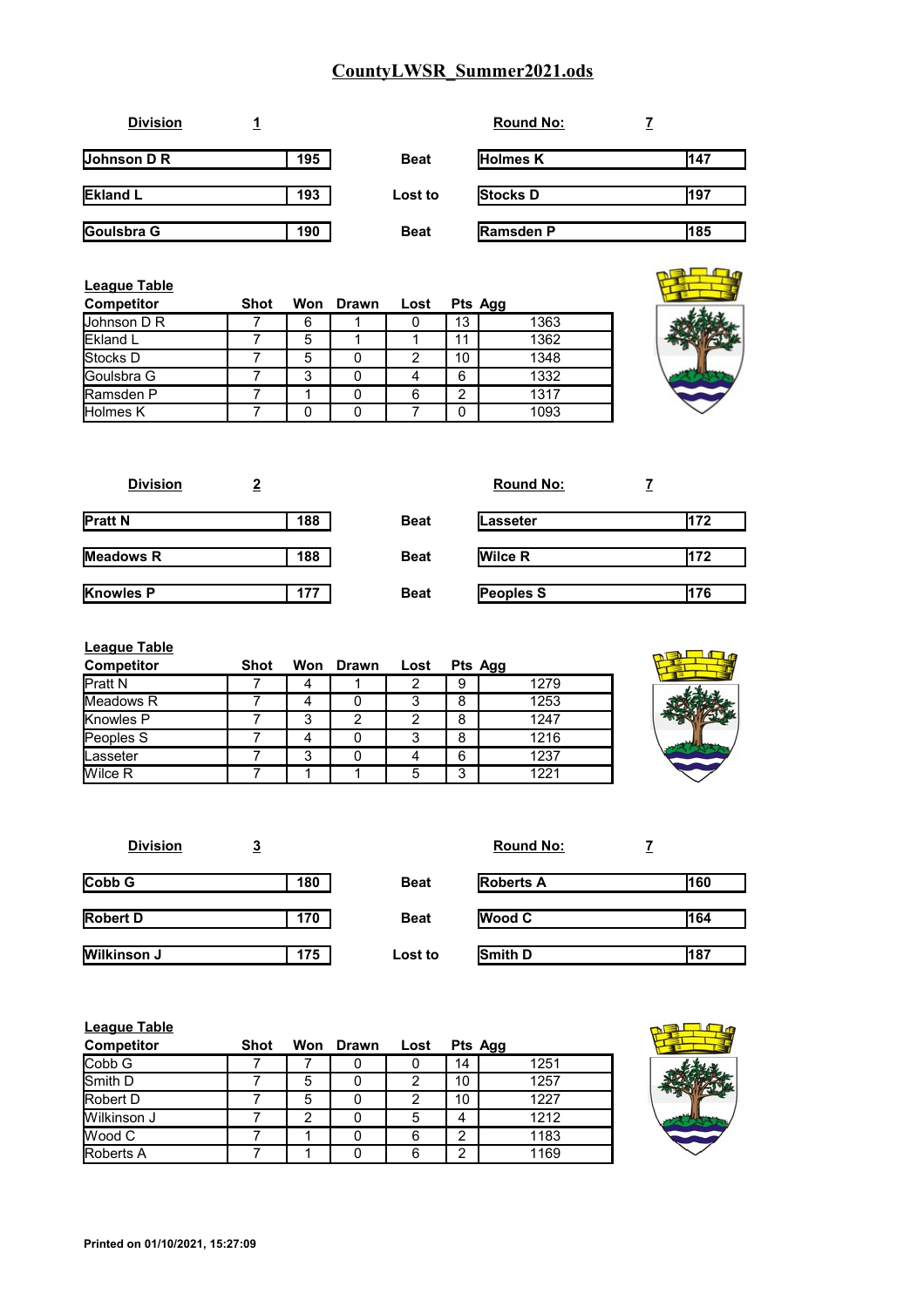# CountyLWSR_Summer2021.ods

**Division** 1 **Round No:** 7

| | | | | |
|---|---|---|---|---|
| Johnson D R | 195 | Beat | Holmes K | 147 |
| Ekland L | 193 | Lost to | Stocks D | 197 |
| Goulsbra G | 190 | Beat | Ramsden P | 185 |

**League Table**

| Competitor | Shot | Won | Drawn | Lost | Pts | Agg |
|---|---|---|---|---|---|---|
| Johnson D R | 7 | 6 | 1 | 0 | 13 | 1363 |
| Ekland L | 7 | 5 | 1 | 1 | 11 | 1362 |
| Stocks D | 7 | 5 | 0 | 2 | 10 | 1348 |
| Goulsbra G | 7 | 3 | 0 | 4 | 6 | 1332 |
| Ramsden P | 7 | 1 | 0 | 6 | 2 | 1317 |
| Holmes K | 7 | 0 | 0 | 7 | 0 | 1093 |

**Division** 2 **Round No:** 7

| | | | | |
|---|---|---|---|---|
| Pratt N | 188 | Beat | Lasseter | 172 |
| Meadows R | 188 | Beat | Wilce R | 172 |
| Knowles P | 177 | Beat | Peoples S | 176 |

**League Table**

| Competitor | Shot | Won | Drawn | Lost | Pts | Agg |
|---|---|---|---|---|---|---|
| Pratt N | 7 | 4 | 1 | 2 | 9 | 1279 |
| Meadows R | 7 | 4 | 0 | 3 | 8 | 1253 |
| Knowles P | 7 | 3 | 2 | 2 | 8 | 1247 |
| Peoples S | 7 | 4 | 0 | 3 | 8 | 1216 |
| Lasseter | 7 | 3 | 0 | 4 | 6 | 1237 |
| Wilce R | 7 | 1 | 1 | 5 | 3 | 1221 |

**Division** 3 **Round No:** 7

| | | | | |
|---|---|---|---|---|
| Cobb G | 180 | Beat | Roberts A | 160 |
| Robert D | 170 | Beat | Wood C | 164 |
| Wilkinson J | 175 | Lost to | Smith D | 187 |

**League Table**

| Competitor | Shot | Won | Drawn | Lost | Pts | Agg |
|---|---|---|---|---|---|---|
| Cobb G | 7 | 7 | 0 | 0 | 14 | 1251 |
| Smith D | 7 | 5 | 0 | 2 | 10 | 1257 |
| Robert D | 7 | 5 | 0 | 2 | 10 | 1227 |
| Wilkinson J | 7 | 2 | 0 | 5 | 4 | 1212 |
| Wood C | 7 | 1 | 0 | 6 | 2 | 1183 |
| Roberts A | 7 | 1 | 0 | 6 | 2 | 1169 |

**Printed on 01/10/2021, 15:27:09**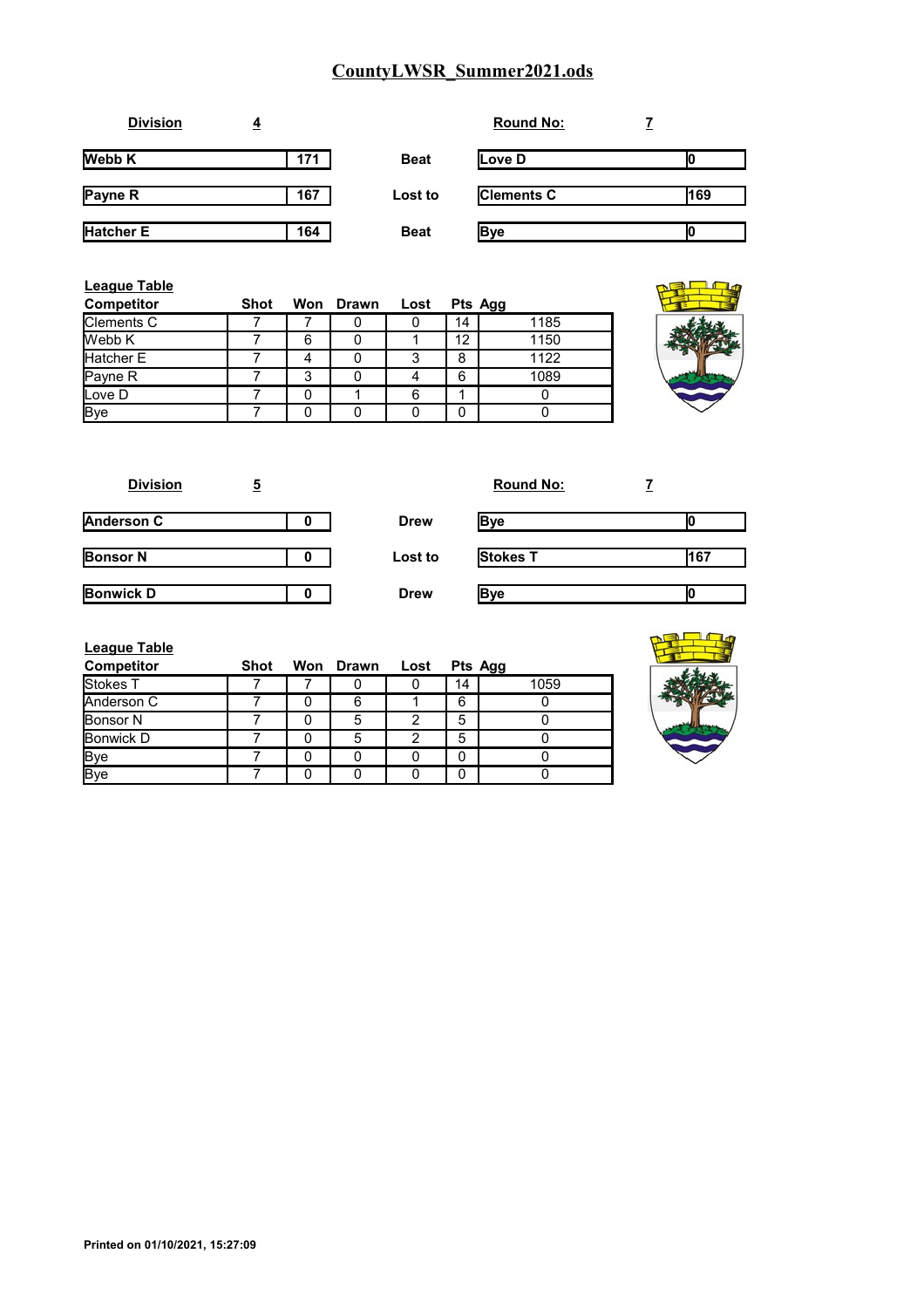# CountyLWSR_Summer2021.ods

**Division** 4 **Round No:** 7

| | | | | |
|---|---|---|---|---|
| Webb K | 171 | Beat | Love D | 0 |
| Payne R | 167 | Lost to | Clements C | 169 |
| Hatcher E | 164 | Beat | Bye | 0 |

**League Table**

| Competitor | Shot | Won | Drawn | Lost | Pts | Agg |
|---|---|---|---|---|---|---|
| Clements C | 7 | 7 | 0 | 0 | 14 | 1185 |
| Webb K | 7 | 6 | 0 | 1 | 12 | 1150 |
| Hatcher E | 7 | 4 | 0 | 3 | 8 | 1122 |
| Payne R | 7 | 3 | 0 | 4 | 6 | 1089 |
| Love D | 7 | 0 | 1 | 6 | 1 | 0 |
| Bye | 7 | 0 | 0 | 0 | 0 | 0 |

**Division** 5 **Round No:** 7

| | | | | |
|---|---|---|---|---|
| Anderson C | 0 | Drew | Bye | 0 |
| Bonsor N | 0 | Lost to | Stokes T | 167 |
| Bonwick D | 0 | Drew | Bye | 0 |

**League Table**

| Competitor | Shot | Won | Drawn | Lost | Pts | Agg |
|---|---|---|---|---|---|---|
| Stokes T | 7 | 7 | 0 | 0 | 14 | 1059 |
| Anderson C | 7 | 0 | 6 | 1 | 6 | 0 |
| Bonsor N | 7 | 0 | 5 | 2 | 5 | 0 |
| Bonwick D | 7 | 0 | 5 | 2 | 5 | 0 |
| Bye | 7 | 0 | 0 | 0 | 0 | 0 |
| Bye | 7 | 0 | 0 | 0 | 0 | 0 |

**Printed on 01/10/2021, 15:27:09**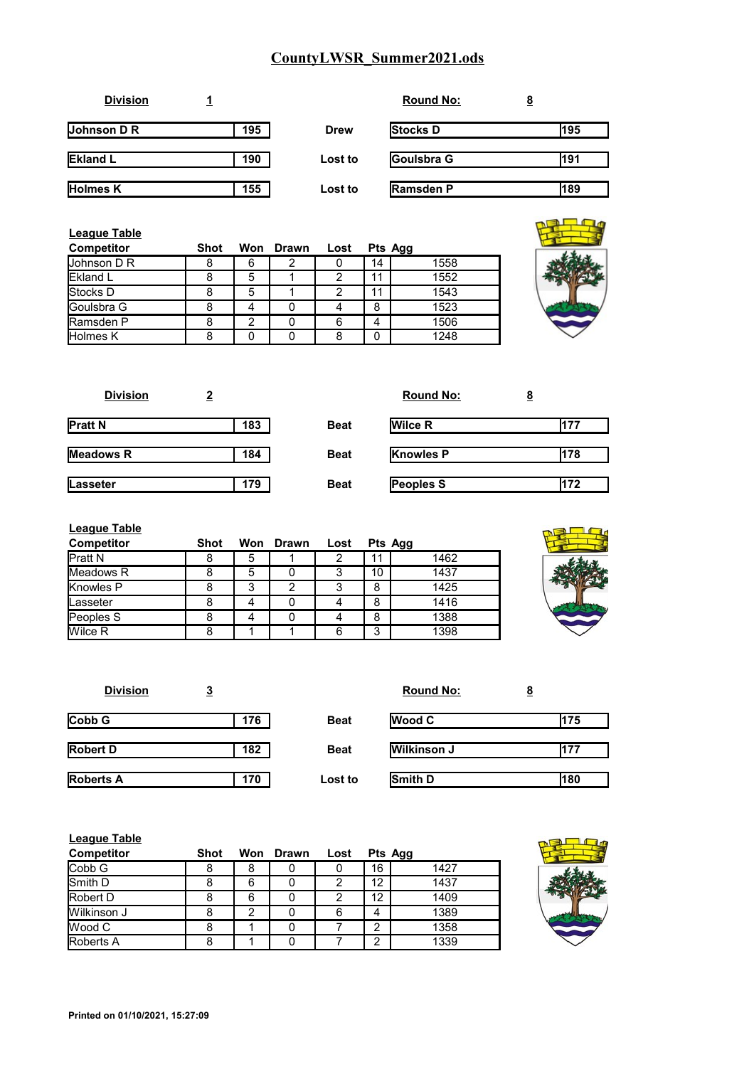# CountyLWSR_Summer2021.ods

**Division** 1 | **Round No:** 8

| | | | | |
|---|---|---|---|---|
| **Johnson D R** | **195** | **Drew** | **Stocks D** | **195** |
| **Ekland L** | **190** | **Lost to** | **Goulsbra G** | **191** |
| **Holmes K** | **155** | **Lost to** | **Ramsden P** | **189** |

**League Table**

| Competitor | Shot | Won | Drawn | Lost | Pts | Agg |
|---|---|---|---|---|---|---|
| Johnson D R | 8 | 6 | 2 | 0 | 14 | 1558 |
| Ekland L | 8 | 5 | 1 | 2 | 11 | 1552 |
| Stocks D | 8 | 5 | 1 | 2 | 11 | 1543 |
| Goulsbra G | 8 | 4 | 0 | 4 | 8 | 1523 |
| Ramsden P | 8 | 2 | 0 | 6 | 4 | 1506 |
| Holmes K | 8 | 0 | 0 | 8 | 0 | 1248 |

**Division** 2 | **Round No:** 8

| | | | | |
|---|---|---|---|---|
| **Pratt N** | **183** | **Beat** | **Wilce R** | **177** |
| **Meadows R** | **184** | **Beat** | **Knowles P** | **178** |
| **Lasseter** | **179** | **Beat** | **Peoples S** | **172** |

**League Table**

| Competitor | Shot | Won | Drawn | Lost | Pts | Agg |
|---|---|---|---|---|---|---|
| Pratt N | 8 | 5 | 1 | 2 | 11 | 1462 |
| Meadows R | 8 | 5 | 0 | 3 | 10 | 1437 |
| Knowles P | 8 | 3 | 2 | 3 | 8 | 1425 |
| Lasseter | 8 | 4 | 0 | 4 | 8 | 1416 |
| Peoples S | 8 | 4 | 0 | 4 | 8 | 1388 |
| Wilce R | 8 | 1 | 1 | 6 | 3 | 1398 |

**Division** 3 | **Round No:** 8

| | | | | |
|---|---|---|---|---|
| **Cobb G** | **176** | **Beat** | **Wood C** | **175** |
| **Robert D** | **182** | **Beat** | **Wilkinson J** | **177** |
| **Roberts A** | **170** | **Lost to** | **Smith D** | **180** |

**League Table**

| Competitor | Shot | Won | Drawn | Lost | Pts | Agg |
|---|---|---|---|---|---|---|
| Cobb G | 8 | 8 | 0 | 0 | 16 | 1427 |
| Smith D | 8 | 6 | 0 | 2 | 12 | 1437 |
| Robert D | 8 | 6 | 0 | 2 | 12 | 1409 |
| Wilkinson J | 8 | 2 | 0 | 6 | 4 | 1389 |
| Wood C | 8 | 1 | 0 | 7 | 2 | 1358 |
| Roberts A | 8 | 1 | 0 | 7 | 2 | 1339 |

**Printed on 01/10/2021, 15:27:09**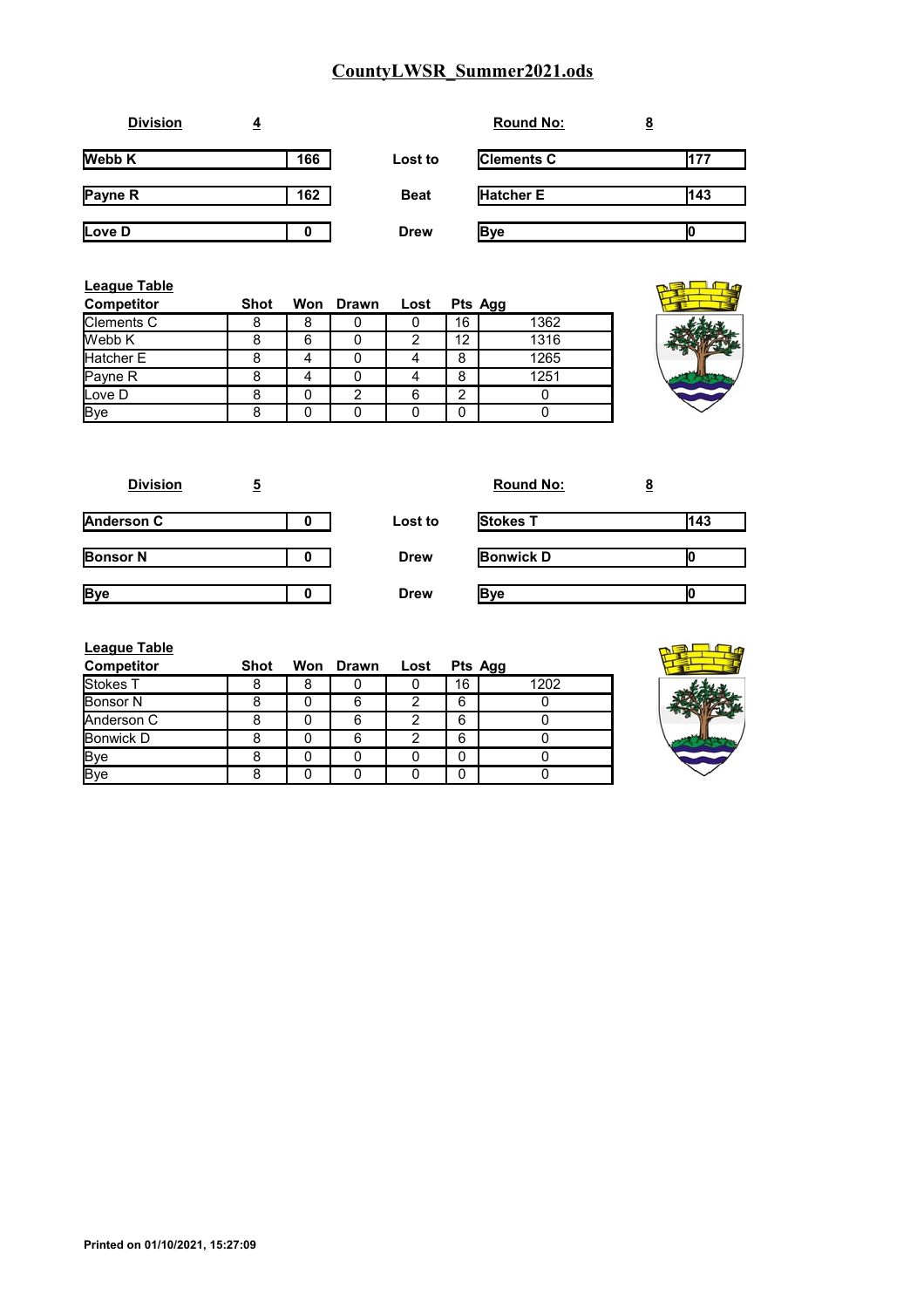# CountyLWSR_Summer2021.ods

**Division** 4 **Round No:** 8

| | | | | |
|---|---|---|---|---|
| **Webb K** | **166** | **Lost to** | **Clements C** | **177** |
| **Payne R** | **162** | **Beat** | **Hatcher E** | **143** |
| **Love D** | **0** | **Drew** | **Bye** | **0** |

**League Table**

| Competitor | Shot | Won | Drawn | Lost | Pts | Agg |
|---|---|---|---|---|---|---|
| Clements C | 8 | 8 | 0 | 0 | 16 | 1362 |
| Webb K | 8 | 6 | 0 | 2 | 12 | 1316 |
| Hatcher E | 8 | 4 | 0 | 4 | 8 | 1265 |
| Payne R | 8 | 4 | 0 | 4 | 8 | 1251 |
| Love D | 8 | 0 | 2 | 6 | 2 | 0 |
| Bye | 8 | 0 | 0 | 0 | 0 | 0 |

**Division** 5 **Round No:** 8

| | | | | |
|---|---|---|---|---|
| **Anderson C** | **0** | **Lost to** | **Stokes T** | **143** |
| **Bonsor N** | **0** | **Drew** | **Bonwick D** | **0** |
| **Bye** | **0** | **Drew** | **Bye** | **0** |

**League Table**

| Competitor | Shot | Won | Drawn | Lost | Pts | Agg |
|---|---|---|---|---|---|---|
| Stokes T | 8 | 8 | 0 | 0 | 16 | 1202 |
| Bonsor N | 8 | 0 | 6 | 2 | 6 | 0 |
| Anderson C | 8 | 0 | 6 | 2 | 6 | 0 |
| Bonwick D | 8 | 0 | 6 | 2 | 6 | 0 |
| Bye | 8 | 0 | 0 | 0 | 0 | 0 |
| Bye | 8 | 0 | 0 | 0 | 0 | 0 |

**Printed on 01/10/2021, 15:27:09**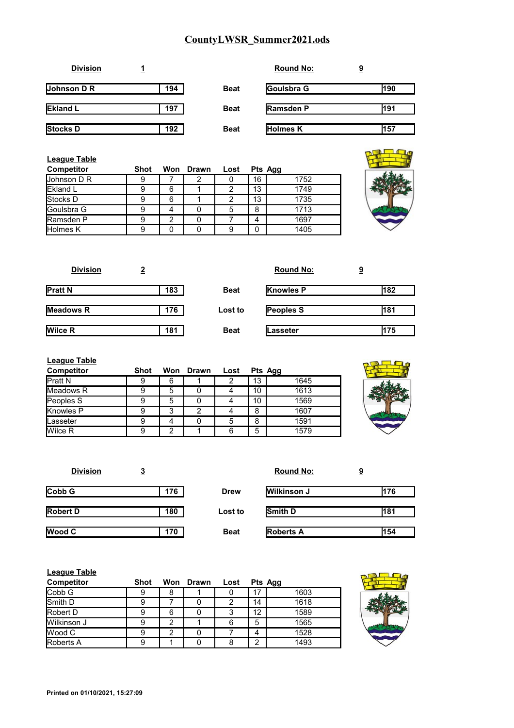# CountyLWSR_Summer2021.ods

**Division** 1 **Round No:** 9

| | | | | |
|---|---|---|---|---|
| Johnson D R | 194 | Beat | Goulsbra G | 190 |
| Ekland L | 197 | Beat | Ramsden P | 191 |
| Stocks D | 192 | Beat | Holmes K | 157 |

**League Table**

| Competitor | Shot | Won | Drawn | Lost | Pts | Agg |
|---|---|---|---|---|---|---|
| Johnson D R | 9 | 7 | 2 | 0 | 16 | 1752 |
| Ekland L | 9 | 6 | 1 | 2 | 13 | 1749 |
| Stocks D | 9 | 6 | 1 | 2 | 13 | 1735 |
| Goulsbra G | 9 | 4 | 0 | 5 | 8 | 1713 |
| Ramsden P | 9 | 2 | 0 | 7 | 4 | 1697 |
| Holmes K | 9 | 0 | 0 | 9 | 0 | 1405 |

**Division** 2 **Round No:** 9

| | | | | |
|---|---|---|---|---|
| Pratt N | 183 | Beat | Knowles P | 182 |
| Meadows R | 176 | Lost to | Peoples S | 181 |
| Wilce R | 181 | Beat | Lasseter | 175 |

**League Table**

| Competitor | Shot | Won | Drawn | Lost | Pts | Agg |
|---|---|---|---|---|---|---|
| Pratt N | 9 | 6 | 1 | 2 | 13 | 1645 |
| Meadows R | 9 | 5 | 0 | 4 | 10 | 1613 |
| Peoples S | 9 | 5 | 0 | 4 | 10 | 1569 |
| Knowles P | 9 | 3 | 2 | 4 | 8 | 1607 |
| Lasseter | 9 | 4 | 0 | 5 | 8 | 1591 |
| Wilce R | 9 | 2 | 1 | 6 | 5 | 1579 |

**Division** 3 **Round No:** 9

| | | | | |
|---|---|---|---|---|
| Cobb G | 176 | Drew | Wilkinson J | 176 |
| Robert D | 180 | Lost to | Smith D | 181 |
| Wood C | 170 | Beat | Roberts A | 154 |

**League Table**

| Competitor | Shot | Won | Drawn | Lost | Pts | Agg |
|---|---|---|---|---|---|---|
| Cobb G | 9 | 8 | 1 | 0 | 17 | 1603 |
| Smith D | 9 | 7 | 0 | 2 | 14 | 1618 |
| Robert D | 9 | 6 | 0 | 3 | 12 | 1589 |
| Wilkinson J | 9 | 2 | 1 | 6 | 5 | 1565 |
| Wood C | 9 | 2 | 0 | 7 | 4 | 1528 |
| Roberts A | 9 | 1 | 0 | 8 | 2 | 1493 |

**Printed on 01/10/2021, 15:27:09**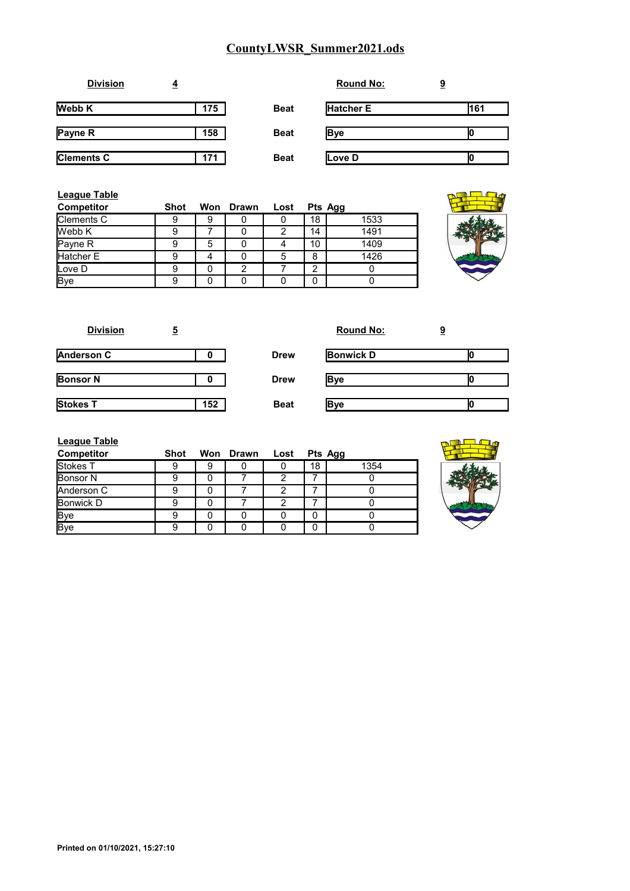# CountyLWSR_Summer2021.ods

**Division** 4 | **Round No:** 9

| | | | | |
|---|---|---|---|---|
| **Webb K** | 175 | **Beat** | **Hatcher E** | 161 |
| **Payne R** | 158 | **Beat** | **Bye** | 0 |
| **Clements C** | 171 | **Beat** | **Love D** | 0 |

**League Table**

| Competitor | Shot | Won | Drawn | Lost | Pts | Agg |
|---|---|---|---|---|---|---|
| Clements C | 9 | 9 | 0 | 0 | 18 | 1533 |
| Webb K | 9 | 7 | 0 | 2 | 14 | 1491 |
| Payne R | 9 | 5 | 0 | 4 | 10 | 1409 |
| Hatcher E | 9 | 4 | 0 | 5 | 8 | 1426 |
| Love D | 9 | 0 | 2 | 7 | 2 | 0 |
| Bye | 9 | 0 | 0 | 0 | 0 | 0 |

**Division** 5 | **Round No:** 9

| | | | | |
|---|---|---|---|---|
| **Anderson C** | 0 | **Drew** | **Bonwick D** | 0 |
| **Bonsor N** | 0 | **Drew** | **Bye** | 0 |
| **Stokes T** | 152 | **Beat** | **Bye** | 0 |

**League Table**

| Competitor | Shot | Won | Drawn | Lost | Pts | Agg |
|---|---|---|---|---|---|---|
| Stokes T | 9 | 9 | 0 | 0 | 18 | 1354 |
| Bonsor N | 9 | 0 | 7 | 2 | 7 | 0 |
| Anderson C | 9 | 0 | 7 | 2 | 7 | 0 |
| Bonwick D | 9 | 0 | 7 | 2 | 7 | 0 |
| Bye | 9 | 0 | 0 | 0 | 0 | 0 |
| Bye | 9 | 0 | 0 | 0 | 0 | 0 |

**Printed on 01/10/2021, 15:27:10**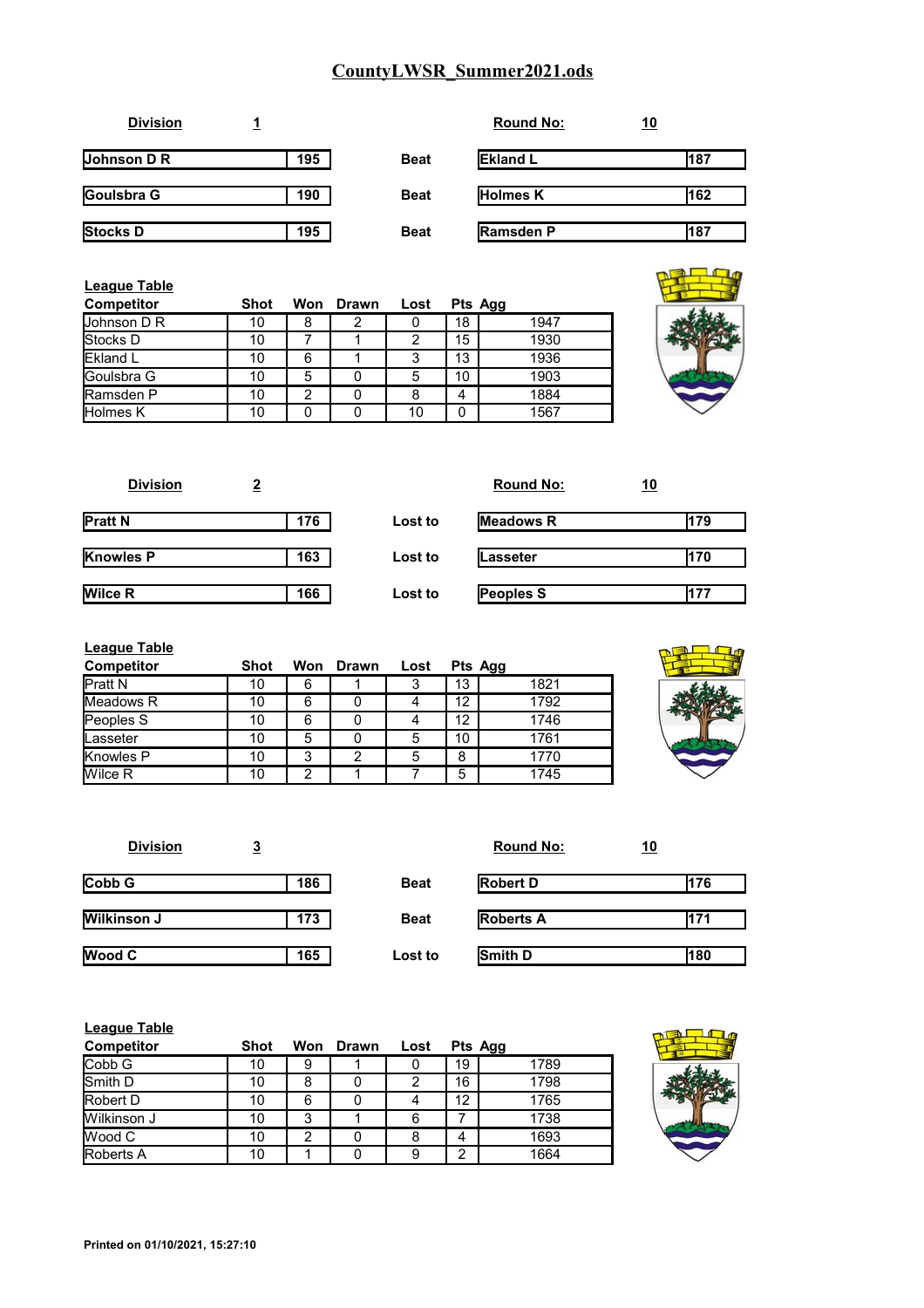# CountyLWSR_Summer2021.ods

**Division** **1** **Round No:** **10**

| | | | | |
|---|---|---|---|---|
| **Johnson D R** | **195** | **Beat** | **Ekland L** | **187** |
| **Goulsbra G** | **190** | **Beat** | **Holmes K** | **162** |
| **Stocks D** | **195** | **Beat** | **Ramsden P** | **187** |

**League Table**

| Competitor | Shot | Won | Drawn | Lost | Pts | Agg |
|---|---|---|---|---|---|---|
| Johnson D R | 10 | 8 | 2 | 0 | 18 | 1947 |
| Stocks D | 10 | 7 | 1 | 2 | 15 | 1930 |
| Ekland L | 10 | 6 | 1 | 3 | 13 | 1936 |
| Goulsbra G | 10 | 5 | 0 | 5 | 10 | 1903 |
| Ramsden P | 10 | 2 | 0 | 8 | 4 | 1884 |
| Holmes K | 10 | 0 | 0 | 10 | 0 | 1567 |

**Division** **2** **Round No:** **10**

| | | | | |
|---|---|---|---|---|
| **Pratt N** | **176** | **Lost to** | **Meadows R** | **179** |
| **Knowles P** | **163** | **Lost to** | **Lasseter** | **170** |
| **Wilce R** | **166** | **Lost to** | **Peoples S** | **177** |

**League Table**

| Competitor | Shot | Won | Drawn | Lost | Pts | Agg |
|---|---|---|---|---|---|---|
| Pratt N | 10 | 6 | 1 | 3 | 13 | 1821 |
| Meadows R | 10 | 6 | 0 | 4 | 12 | 1792 |
| Peoples S | 10 | 6 | 0 | 4 | 12 | 1746 |
| Lasseter | 10 | 5 | 0 | 5 | 10 | 1761 |
| Knowles P | 10 | 3 | 2 | 5 | 8 | 1770 |
| Wilce R | 10 | 2 | 1 | 7 | 5 | 1745 |

**Division** **3** **Round No:** **10**

| | | | | |
|---|---|---|---|---|
| **Cobb G** | **186** | **Beat** | **Robert D** | **176** |
| **Wilkinson J** | **173** | **Beat** | **Roberts A** | **171** |
| **Wood C** | **165** | **Lost to** | **Smith D** | **180** |

**League Table**

| Competitor | Shot | Won | Drawn | Lost | Pts | Agg |
|---|---|---|---|---|---|---|
| Cobb G | 10 | 9 | 1 | 0 | 19 | 1789 |
| Smith D | 10 | 8 | 0 | 2 | 16 | 1798 |
| Robert D | 10 | 6 | 0 | 4 | 12 | 1765 |
| Wilkinson J | 10 | 3 | 1 | 6 | 7 | 1738 |
| Wood C | 10 | 2 | 0 | 8 | 4 | 1693 |
| Roberts A | 10 | 1 | 0 | 9 | 2 | 1664 |

**Printed on 01/10/2021, 15:27:10**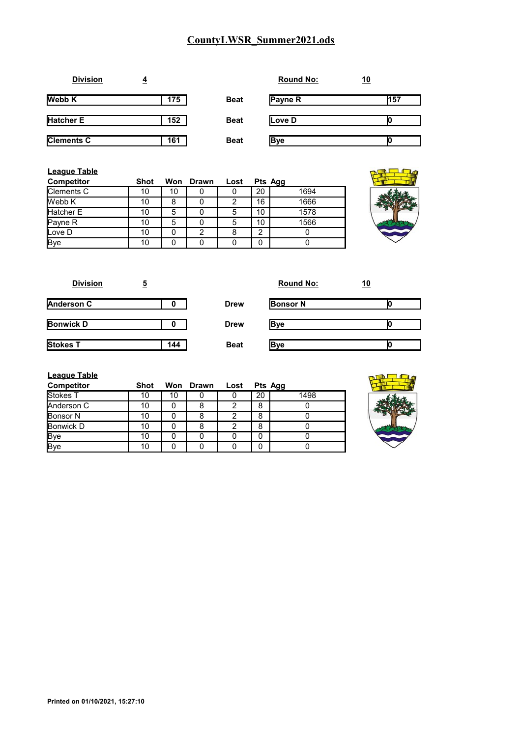# CountyLWSR_Summer2021.ods

**Division** 4 **Round No:** 10

| | | | | |
|---|---|---|---|---|
| Webb K | 175 | Beat | Payne R | 157 |
| Hatcher E | 152 | Beat | Love D | 0 |
| Clements C | 161 | Beat | Bye | 0 |

**League Table**

| Competitor | Shot | Won | Drawn | Lost | Pts | Agg |
|---|---|---|---|---|---|---|
| Clements C | 10 | 10 | 0 | 0 | 20 | 1694 |
| Webb K | 10 | 8 | 0 | 2 | 16 | 1666 |
| Hatcher E | 10 | 5 | 0 | 5 | 10 | 1578 |
| Payne R | 10 | 5 | 0 | 5 | 10 | 1566 |
| Love D | 10 | 0 | 2 | 8 | 2 | 0 |
| Bye | 10 | 0 | 0 | 0 | 0 | 0 |

**Division** 5 **Round No:** 10

| | | | | |
|---|---|---|---|---|
| Anderson C | 0 | Drew | Bonsor N | 0 |
| Bonwick D | 0 | Drew | Bye | 0 |
| Stokes T | 144 | Beat | Bye | 0 |

**League Table**

| Competitor | Shot | Won | Drawn | Lost | Pts | Agg |
|---|---|---|---|---|---|---|
| Stokes T | 10 | 10 | 0 | 0 | 20 | 1498 |
| Anderson C | 10 | 0 | 8 | 2 | 8 | 0 |
| Bonsor N | 10 | 0 | 8 | 2 | 8 | 0 |
| Bonwick D | 10 | 0 | 8 | 2 | 8 | 0 |
| Bye | 10 | 0 | 0 | 0 | 0 | 0 |
| Bye | 10 | 0 | 0 | 0 | 0 | 0 |

Printed on 01/10/2021, 15:27:10